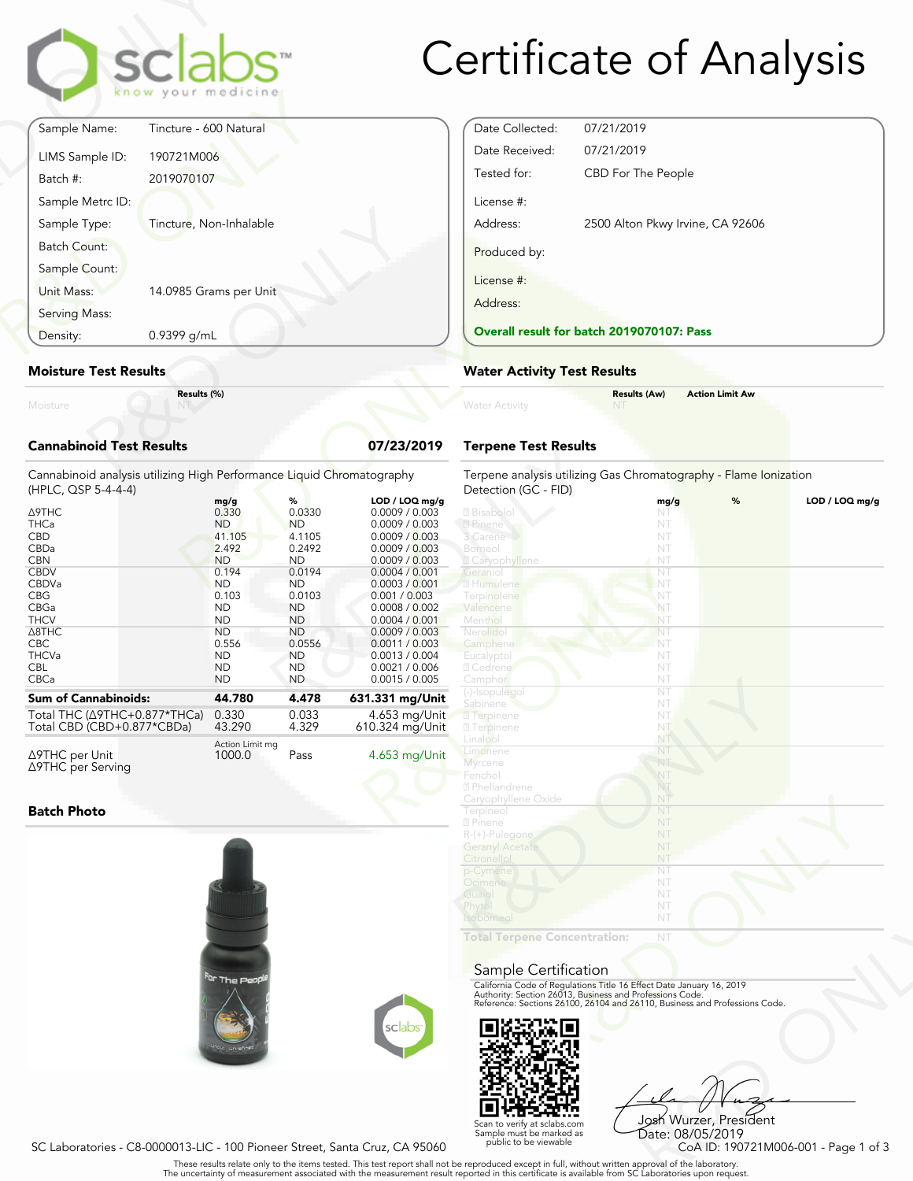# Certificate of Analysis

| | |
|---|---|
| Sample Name: | Tincture - 600 Natural |
| LIMS Sample ID: | 190721M006 |
| Batch #: | 2019070107 |
| Sample Metrc ID: | |
| Sample Type: | Tincture, Non-Inhalable |
| Batch Count: | |
| Sample Count: | |
| Unit Mass: | 14.0985 Grams per Unit |
| Serving Mass: | |
| Density: | 0.9399 g/mL |

| | |
|---|---|
| Date Collected: | 07/21/2019 |
| Date Received: | 07/21/2019 |
| Tested for: | CBD For The People |
| License #: | |
| Address: | 2500 Alton Pkwy Irvine, CA 92606 |
| Produced by: | |
| License #: | |
| Address: | |

**Overall result for batch 2019070107: Pass**

## Moisture Test Results

| | Results (%) |
|---|---|
| Moisture | NT |

## Water Activity Test Results

| | Results (Aw) | Action Limit Aw |
|---|---|---|
| Water Activity | NT | |

## Cannabinoid Test Results — 07/23/2019

Cannabinoid analysis utilizing High Performance Liquid Chromatography (HPLC, QSP 5-4-4-4)

| | mg/g | % | LOD / LOQ mg/g |
|---|---|---|---|
| Δ9THC | 0.330 | 0.0330 | 0.0009 / 0.003 |
| THCa | ND | ND | 0.0009 / 0.003 |
| CBD | 41.105 | 4.1105 | 0.0009 / 0.003 |
| CBDa | 2.492 | 0.2492 | 0.0009 / 0.003 |
| CBN | ND | ND | 0.0009 / 0.003 |
| CBDV | 0.194 | 0.0194 | 0.0004 / 0.001 |
| CBDVa | ND | ND | 0.0003 / 0.001 |
| CBG | 0.103 | 0.0103 | 0.001 / 0.003 |
| CBGa | ND | ND | 0.0008 / 0.002 |
| THCV | ND | ND | 0.0004 / 0.001 |
| Δ8THC | ND | ND | 0.0009 / 0.003 |
| CBC | 0.556 | 0.0556 | 0.0011 / 0.003 |
| THCVa | ND | ND | 0.0013 / 0.004 |
| CBL | ND | ND | 0.0021 / 0.006 |
| CBCa | ND | ND | 0.0015 / 0.005 |
| **Sum of Cannabinoids:** | **44.780** | **4.478** | **631.331 mg/Unit** |
| Total THC (Δ9THC+0.877*THCa) | 0.330 | 0.033 | 4.653 mg/Unit |
| Total CBD (CBD+0.877*CBDa) | 43.290 | 4.329 | 610.324 mg/Unit |

| | Action Limit mg | | |
|---|---|---|---|
| Δ9THC per Unit | 1000.0 | Pass | 4.653 mg/Unit |
| Δ9THC per Serving | | | |

## Terpene Test Results

Terpene analysis utilizing Gas Chromatography - Flame Ionization Detection (GC - FID)

| | mg/g | % | LOD / LOQ mg/g |
|---|---|---|---|
| α Bisabolol | NT | | |
| α Pinene | NT | | |
| 3 Carene | NT | | |
| Borneol | NT | | |
| β Caryophyllene | NT | | |
| Geraniol | NT | | |
| α Humulene | NT | | |
| Terpinolene | NT | | |
| Valencene | NT | | |
| Menthol | NT | | |
| Nerolidol | NT | | |
| Camphene | NT | | |
| Eucalyptol | NT | | |
| α Cedrene | NT | | |
| Camphor | NT | | |
| (-)-Isopulegol | NT | | |
| Sabinene | NT | | |
| α Terpinene | NT | | |
| γ Terpinene | NT | | |
| Linalool | NT | | |
| Limonene | NT | | |
| Myrcene | NT | | |
| Fenchol | NT | | |
| α Phellandrene | NT | | |
| Caryophyllene Oxide | NT | | |
| Terpineol | NT | | |
| β Pinene | NT | | |
| R-(+)-Pulegone | NT | | |
| Geranyl Acetate | NT | | |
| Citronellol | NT | | |
| p-Cymene | NT | | |
| Ocimene | NT | | |
| Guaiol | NT | | |
| Phytol | NT | | |
| Isoborneol | NT | | |
| **Total Terpene Concentration:** | NT | | |

## Batch Photo

## Sample Certification

California Code of Regulations Title 16 Effect Date January 16, 2019
Authority: Section 26013, Business and Professions Code.
Reference: Sections 26100, 26104 and 26110, Business and Professions Code.

Scan to verify at sclabs.com
Sample must be marked as public to be viewable

Josh Wurzer, President
Date: 08/05/2019

SC Laboratories - C8-0000013-LIC - 100 Pioneer Street, Santa Cruz, CA 95060

CoA ID: 190721M006-001

These results relate only to the items tested. This test report shall not be reproduced except in full, without written approval of the laboratory.
The uncertainty of measurement associated with the measurement result reported in this certificate is available from SC Laboratories upon request.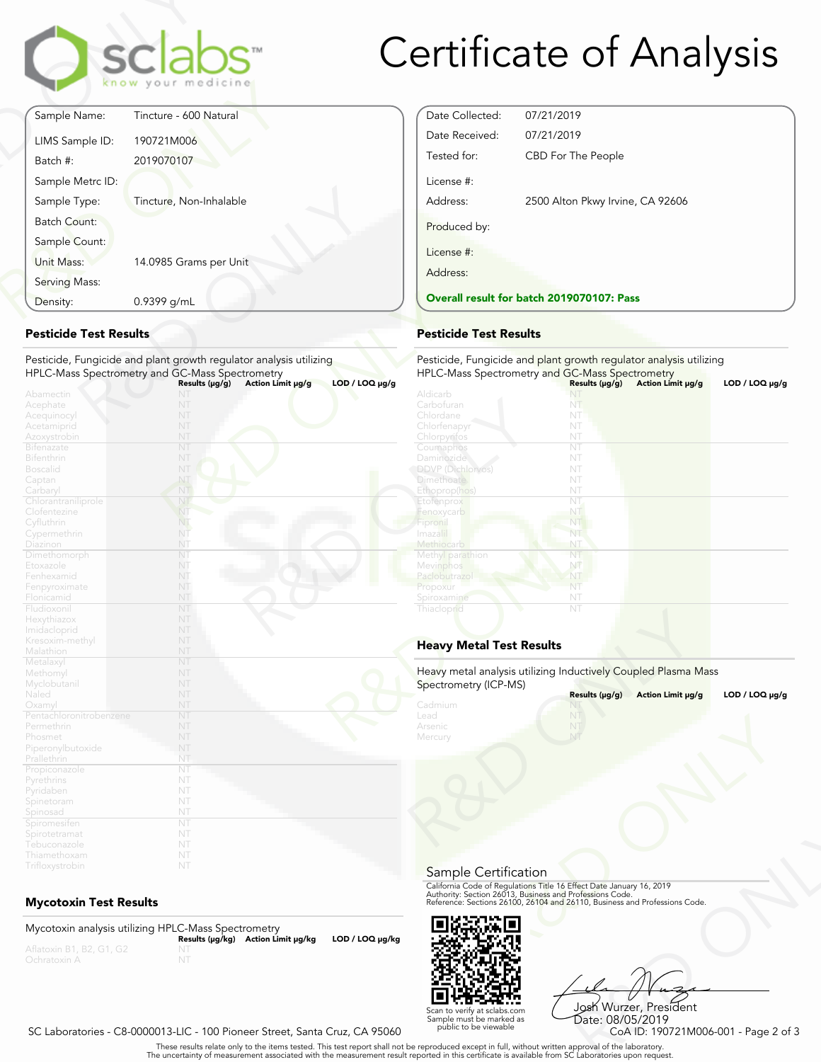# Certificate of Analysis

| | |
|---|---|
| Sample Name: | Tincture - 600 Natural |
| LIMS Sample ID: | 190721M006 |
| Batch #: | 2019070107 |
| Sample Metrc ID: | |
| Sample Type: | Tincture, Non-Inhalable |
| Batch Count: | |
| Sample Count: | |
| Unit Mass: | 14.0985 Grams per Unit |
| Serving Mass: | |
| Density: | 0.9399 g/mL |

| | |
|---|---|
| Date Collected: | 07/21/2019 |
| Date Received: | 07/21/2019 |
| Tested for: | CBD For The People |
| License #: | |
| Address: | 2500 Alton Pkwy Irvine, CA 92606 |
| Produced by: | |
| License #: | |
| Address: | |

**Overall result for batch 2019070107: Pass**

## Pesticide Test Results

Pesticide, Fungicide and plant growth regulator analysis utilizing HPLC-Mass Spectrometry and GC-Mass Spectrometry

| | Results (µg/g) | Action Limit µg/g | LOD / LOQ µg/g |
|---|---|---|---|
| Abamectin | NT | | |
| Acephate | NT | | |
| Acequinocyl | NT | | |
| Acetamiprid | NT | | |
| Azoxystrobin | NT | | |
| Bifenazate | NT | | |
| Bifenthrin | NT | | |
| Boscalid | NT | | |
| Captan | NT | | |
| Carbaryl | NT | | |
| Chlorantraniliprole | NT | | |
| Clofentezine | NT | | |
| Cyfluthrin | NT | | |
| Cypermethrin | NT | | |
| Diazinon | NT | | |
| Dimethomorph | NT | | |
| Etoxazole | NT | | |
| Fenhexamid | NT | | |
| Fenpyroximate | NT | | |
| Flonicamid | NT | | |
| Fludioxonil | NT | | |
| Hexythiazox | NT | | |
| Imidacloprid | NT | | |
| Kresoxim-methyl | NT | | |
| Malathion | NT | | |
| Metalaxyl | NT | | |
| Methomyl | NT | | |
| Myclobutanil | NT | | |
| Naled | NT | | |
| Oxamyl | NT | | |
| Pentachloronitrobenzene | NT | | |
| Permethrin | NT | | |
| Phosmet | NT | | |
| Piperonylbutoxide | NT | | |
| Prallethrin | NT | | |
| Propiconazole | NT | | |
| Pyrethrins | NT | | |
| Pyridaben | NT | | |
| Spinetoram | NT | | |
| Spinosad | NT | | |
| Spiromesifen | NT | | |
| Spirotetramat | NT | | |
| Tebuconazole | NT | | |
| Thiamethoxam | NT | | |
| Trifloxystrobin | NT | | |

## Pesticide Test Results

Pesticide, Fungicide and plant growth regulator analysis utilizing HPLC-Mass Spectrometry and GC-Mass Spectrometry

| | Results (µg/g) | Action Limit µg/g | LOD / LOQ µg/g |
|---|---|---|---|
| Aldicarb | NT | | |
| Carbofuran | NT | | |
| Chlordane | NT | | |
| Chlorfenapyr | NT | | |
| Chlorpyrifos | NT | | |
| Coumaphos | NT | | |
| Daminozide | NT | | |
| DDVP (Dichlorvos) | NT | | |
| Dimethoate | NT | | |
| Ethoprop(hos) | NT | | |
| Etofenprox | NT | | |
| Fenoxycarb | NT | | |
| Fipronil | NT | | |
| Imazalil | NT | | |
| Methiocarb | NT | | |
| Methyl parathion | NT | | |
| Mevinphos | NT | | |
| Paclobutrazol | NT | | |
| Propoxur | NT | | |
| Spiroxamine | NT | | |
| Thiacloprid | NT | | |

## Mycotoxin Test Results

Mycotoxin analysis utilizing HPLC-Mass Spectrometry

| | Results (µg/kg) | Action Limit µg/kg | LOD / LOQ µg/kg |
|---|---|---|---|
| Aflatoxin B1, B2, G1, G2 | NT | | |
| Ochratoxin A | NT | | |

## Heavy Metal Test Results

Heavy metal analysis utilizing Inductively Coupled Plasma Mass Spectrometry (ICP-MS)

| | Results (µg/g) | Action Limit µg/g | LOD / LOQ µg/g |
|---|---|---|---|
| Cadmium | NT | | |
| Lead | NT | | |
| Arsenic | NT | | |
| Mercury | NT | | |

## Sample Certification

California Code of Regulations Title 16 Effect Date January 16, 2019
Authority: Section 26013, Business and Professions Code.
Reference: Sections 26100, 26104 and 26110, Business and Professions Code.

Scan to verify at sclabs.com
Sample must be marked as public to be viewable

Josh Wurzer, President
Date: 08/05/2019

SC Laboratories - C8-0000013-LIC - 100 Pioneer Street, Santa Cruz, CA 95060

CoA ID: 190721M006-001

These results relate only to the items tested. This test report shall not be reproduced except in full, without written approval of the laboratory.
The uncertainty of measurement associated with the measurement result reported in this certificate is available from SC Laboratories upon request.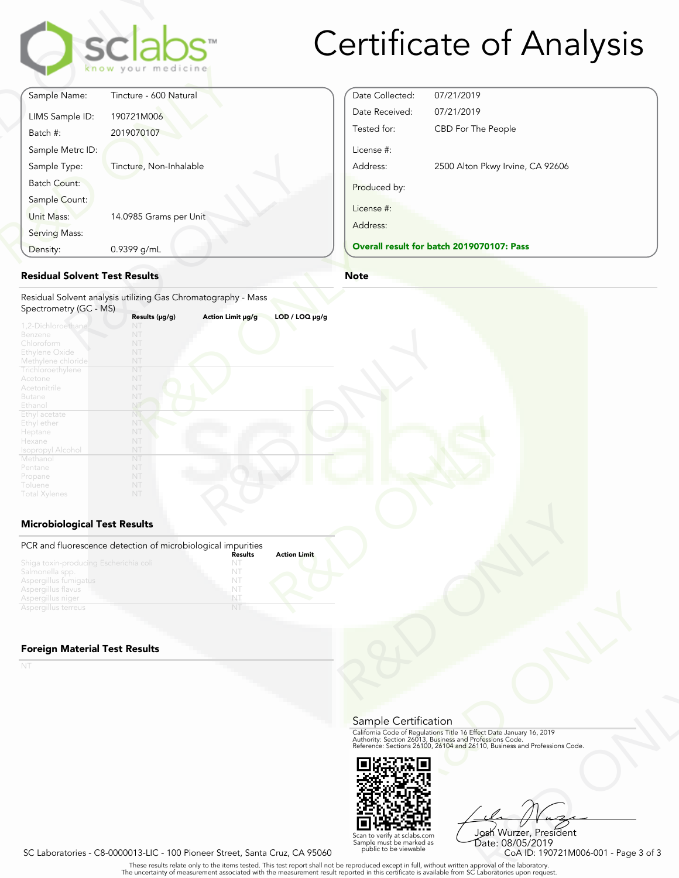# Certificate of Analysis

| | |
|---|---|
| Sample Name: | Tincture - 600 Natural |
| LIMS Sample ID: | 190721M006 |
| Batch #: | 2019070107 |
| Sample Metrc ID: | |
| Sample Type: | Tincture, Non-Inhalable |
| Batch Count: | |
| Sample Count: | |
| Unit Mass: | 14.0985 Grams per Unit |
| Serving Mass: | |
| Density: | 0.9399 g/mL |

| | |
|---|---|
| Date Collected: | 07/21/2019 |
| Date Received: | 07/21/2019 |
| Tested for: | CBD For The People |
| License #: | |
| Address: | 2500 Alton Pkwy Irvine, CA 92606 |
| Produced by: | |
| License #: | |
| Address: | |

**Overall result for batch 2019070107: Pass**

## Residual Solvent Test Results

Residual Solvent analysis utilizing Gas Chromatography - Mass Spectrometry (GC - MS)

| | Results (µg/g) | Action Limit µg/g | LOD / LOQ µg/g |
|---|---|---|---|
| 1,2-Dichloroethane | NT | | |
| Benzene | NT | | |
| Chloroform | NT | | |
| Ethylene Oxide | NT | | |
| Methylene chloride | NT | | |
| Trichloroethylene | NT | | |
| Acetone | NT | | |
| Acetonitrile | NT | | |
| Butane | NT | | |
| Ethanol | NT | | |
| Ethyl acetate | NT | | |
| Ethyl ether | NT | | |
| Heptane | NT | | |
| Hexane | NT | | |
| Isopropyl Alcohol | NT | | |
| Methanol | NT | | |
| Pentane | NT | | |
| Propane | NT | | |
| Toluene | NT | | |
| Total Xylenes | NT | | |

## Note

## Microbiological Test Results

PCR and fluorescence detection of microbiological impurities

| | Results | Action Limit |
|---|---|---|
| Shiga toxin-producing Escherichia coli | NT | |
| Salmonella spp. | NT | |
| Aspergillus fumigatus | NT | |
| Aspergillus flavus | NT | |
| Aspergillus niger | NT | |
| Aspergillus terreus | NT | |

## Foreign Material Test Results

NT

## Sample Certification

California Code of Regulations Title 16 Effect Date January 16, 2019
Authority: Section 26013, Business and Professions Code.
Reference: Sections 26100, 26104 and 26110, Business and Professions Code.

Scan to verify at sclabs.com
Sample must be marked as public to be viewable

Josh Wurzer, President
Date: 08/05/2019

SC Laboratories - C8-0000013-LIC - 100 Pioneer Street, Santa Cruz, CA 95060

CoA ID: 190721M006-001

These results relate only to the items tested. This test report shall not be reproduced except in full, without written approval of the laboratory.
The uncertainty of measurement associated with the measurement result reported in this certificate is available from SC Laboratories upon request.